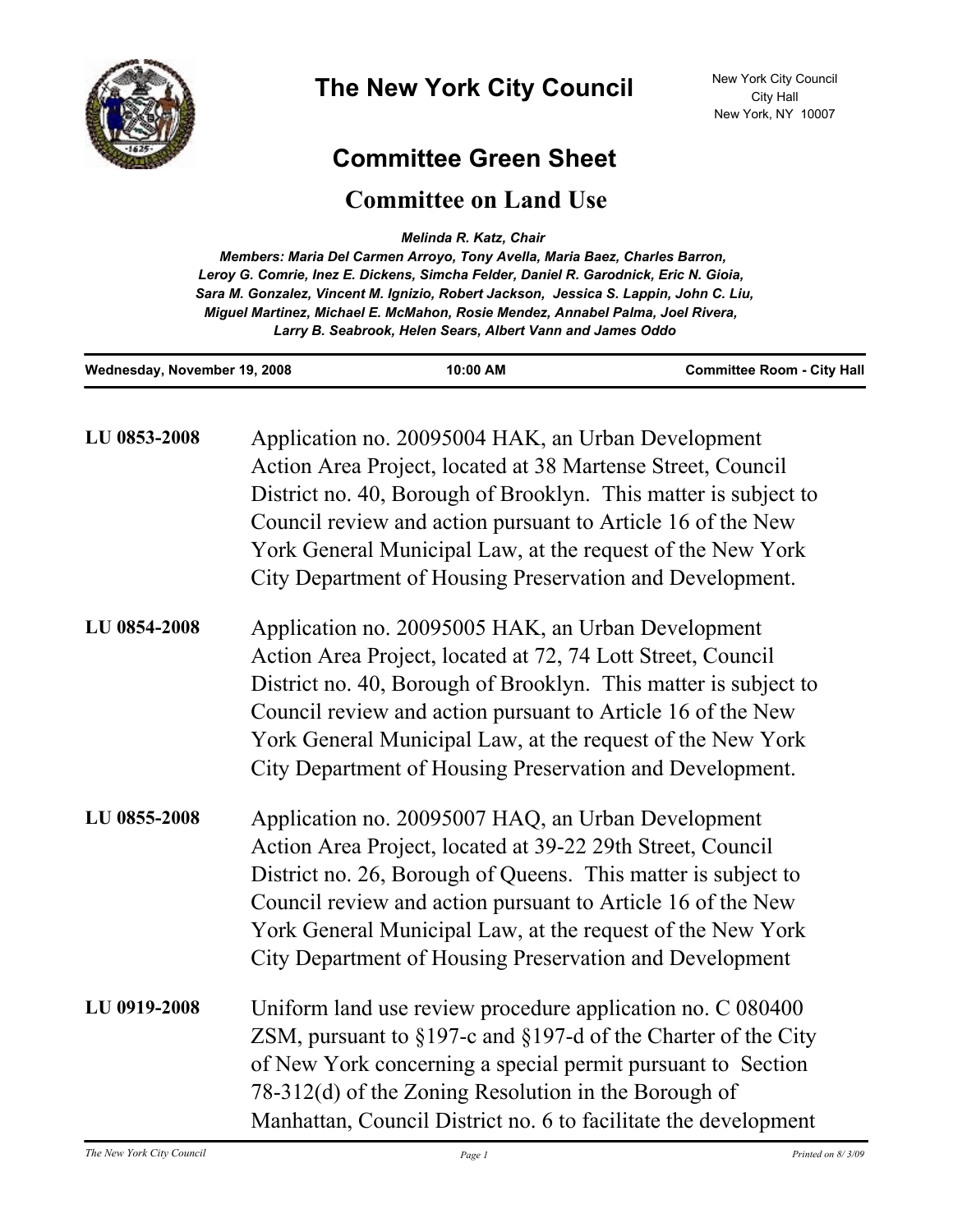# The New York City Council

New York City Council
City Hall
New York, NY 10007

## Committee Green Sheet

## Committee on Land Use

*Melinda R. Katz, Chair*

*Members: Maria Del Carmen Arroyo, Tony Avella, Maria Baez, Charles Barron, Leroy G. Comrie, Inez E. Dickens, Simcha Felder, Daniel R. Garodnick, Eric N. Gioia, Sara M. Gonzalez, Vincent M. Ignizio, Robert Jackson, Jessica S. Lappin, John C. Liu, Miguel Martinez, Michael E. McMahon, Rosie Mendez, Annabel Palma, Joel Rivera, Larry B. Seabrook, Helen Sears, Albert Vann and James Oddo*

**Wednesday, November 19, 2008** | **10:00 AM** | **Committee Room - City Hall**

---

**LU 0853-2008** Application no. 20095004 HAK, an Urban Development Action Area Project, located at 38 Martense Street, Council District no. 40, Borough of Brooklyn. This matter is subject to Council review and action pursuant to Article 16 of the New York General Municipal Law, at the request of the New York City Department of Housing Preservation and Development.

**LU 0854-2008** Application no. 20095005 HAK, an Urban Development Action Area Project, located at 72, 74 Lott Street, Council District no. 40, Borough of Brooklyn. This matter is subject to Council review and action pursuant to Article 16 of the New York General Municipal Law, at the request of the New York City Department of Housing Preservation and Development.

**LU 0855-2008** Application no. 20095007 HAQ, an Urban Development Action Area Project, located at 39-22 29th Street, Council District no. 26, Borough of Queens. This matter is subject to Council review and action pursuant to Article 16 of the New York General Municipal Law, at the request of the New York City Department of Housing Preservation and Development

**LU 0919-2008** Uniform land use review procedure application no. C 080400 ZSM, pursuant to §197-c and §197-d of the Charter of the City of New York concerning a special permit pursuant to Section 78-312(d) of the Zoning Resolution in the Borough of Manhattan, Council District no. 6 to facilitate the development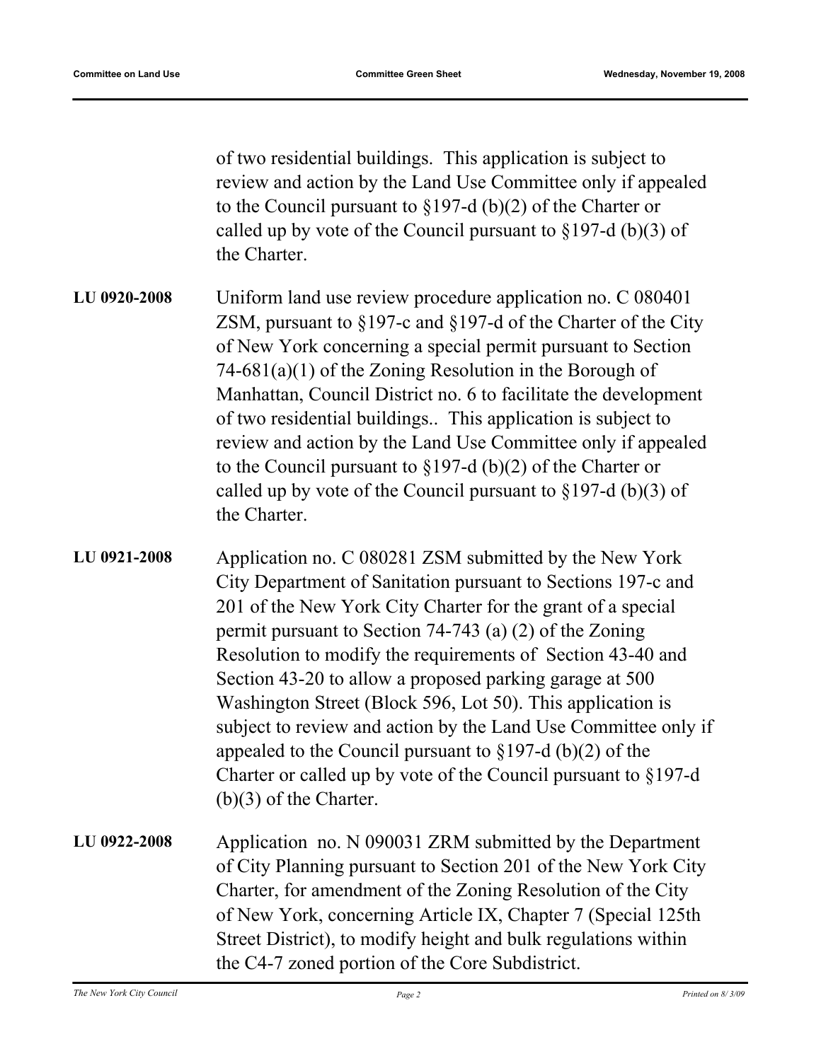of two residential buildings. This application is subject to review and action by the Land Use Committee only if appealed to the Council pursuant to §197-d (b)(2) of the Charter or called up by vote of the Council pursuant to §197-d (b)(3) of the Charter.

**LU 0920-2008** Uniform land use review procedure application no. C 080401 ZSM, pursuant to §197-c and §197-d of the Charter of the City of New York concerning a special permit pursuant to Section 74-681(a)(1) of the Zoning Resolution in the Borough of Manhattan, Council District no. 6 to facilitate the development of two residential buildings.. This application is subject to review and action by the Land Use Committee only if appealed to the Council pursuant to §197-d (b)(2) of the Charter or called up by vote of the Council pursuant to §197-d (b)(3) of the Charter.

**LU 0921-2008** Application no. C 080281 ZSM submitted by the New York City Department of Sanitation pursuant to Sections 197-c and 201 of the New York City Charter for the grant of a special permit pursuant to Section 74-743 (a) (2) of the Zoning Resolution to modify the requirements of Section 43-40 and Section 43-20 to allow a proposed parking garage at 500 Washington Street (Block 596, Lot 50). This application is subject to review and action by the Land Use Committee only if appealed to the Council pursuant to §197-d (b)(2) of the Charter or called up by vote of the Council pursuant to §197-d (b)(3) of the Charter.

**LU 0922-2008** Application no. N 090031 ZRM submitted by the Department of City Planning pursuant to Section 201 of the New York City Charter, for amendment of the Zoning Resolution of the City of New York, concerning Article IX, Chapter 7 (Special 125th Street District), to modify height and bulk regulations within the C4-7 zoned portion of the Core Subdistrict.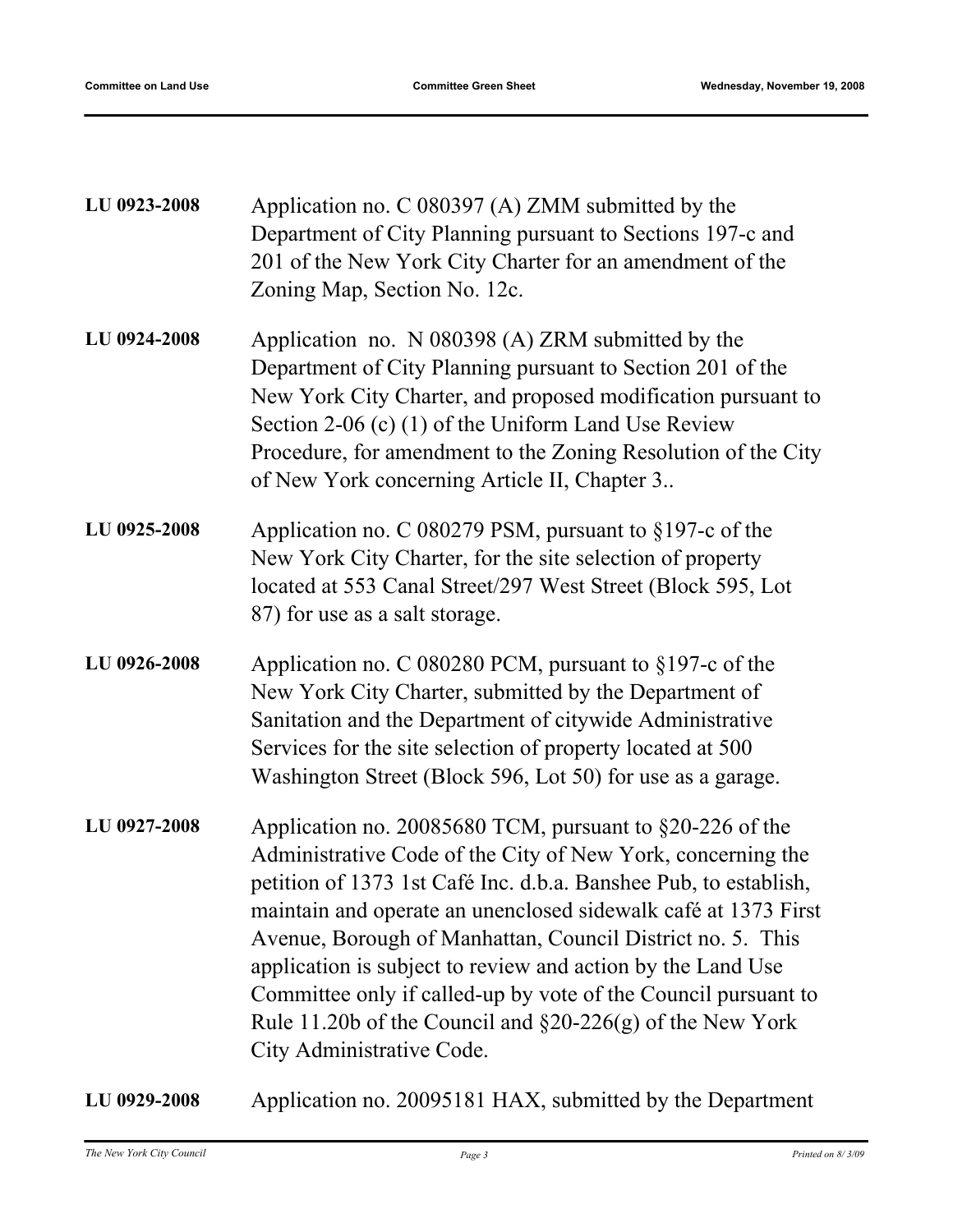**LU 0923-2008** Application no. C 080397 (A) ZMM submitted by the Department of City Planning pursuant to Sections 197-c and 201 of the New York City Charter for an amendment of the Zoning Map, Section No. 12c.

**LU 0924-2008** Application no. N 080398 (A) ZRM submitted by the Department of City Planning pursuant to Section 201 of the New York City Charter, and proposed modification pursuant to Section 2-06 (c) (1) of the Uniform Land Use Review Procedure, for amendment to the Zoning Resolution of the City of New York concerning Article II, Chapter 3..

**LU 0925-2008** Application no. C 080279 PSM, pursuant to §197-c of the New York City Charter, for the site selection of property located at 553 Canal Street/297 West Street (Block 595, Lot 87) for use as a salt storage.

**LU 0926-2008** Application no. C 080280 PCM, pursuant to §197-c of the New York City Charter, submitted by the Department of Sanitation and the Department of citywide Administrative Services for the site selection of property located at 500 Washington Street (Block 596, Lot 50) for use as a garage.

**LU 0927-2008** Application no. 20085680 TCM, pursuant to §20-226 of the Administrative Code of the City of New York, concerning the petition of 1373 1st Café Inc. d.b.a. Banshee Pub, to establish, maintain and operate an unenclosed sidewalk café at 1373 First Avenue, Borough of Manhattan, Council District no. 5. This application is subject to review and action by the Land Use Committee only if called-up by vote of the Council pursuant to Rule 11.20b of the Council and §20-226(g) of the New York City Administrative Code.

**LU 0929-2008** Application no. 20095181 HAX, submitted by the Department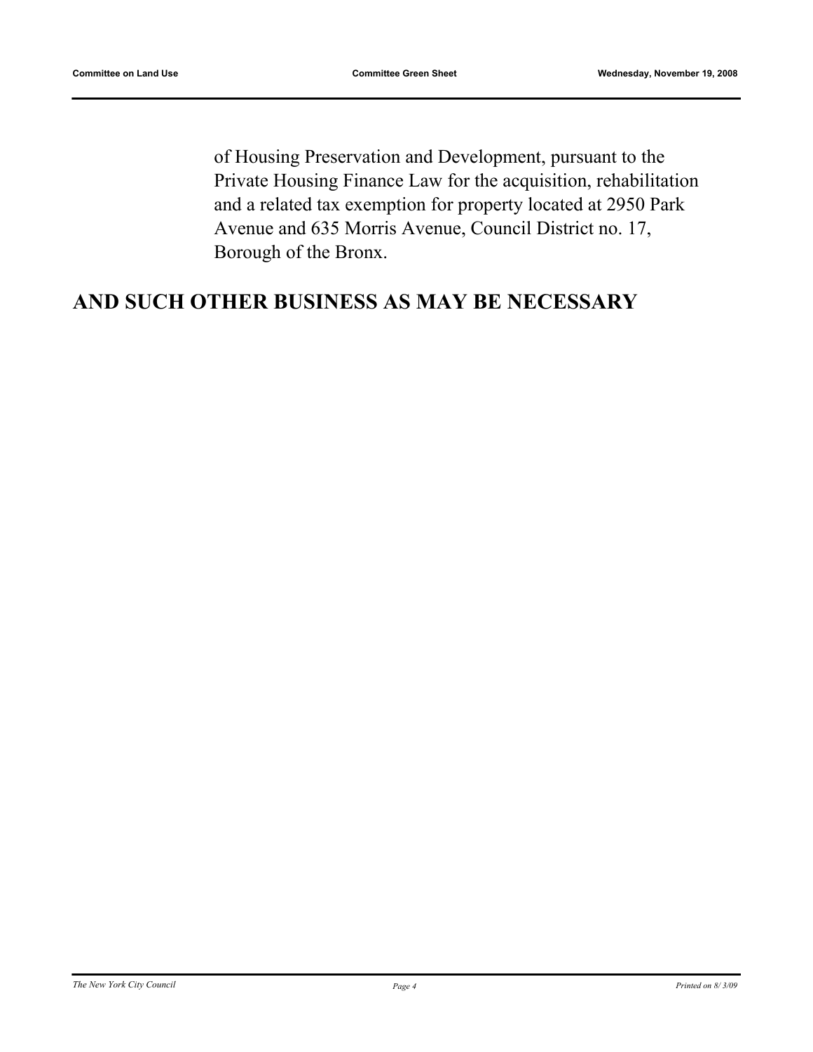of Housing Preservation and Development, pursuant to the Private Housing Finance Law for the acquisition, rehabilitation and a related tax exemption for property located at 2950 Park Avenue and 635 Morris Avenue, Council District no. 17, Borough of the Bronx.

## AND SUCH OTHER BUSINESS AS MAY BE NECESSARY